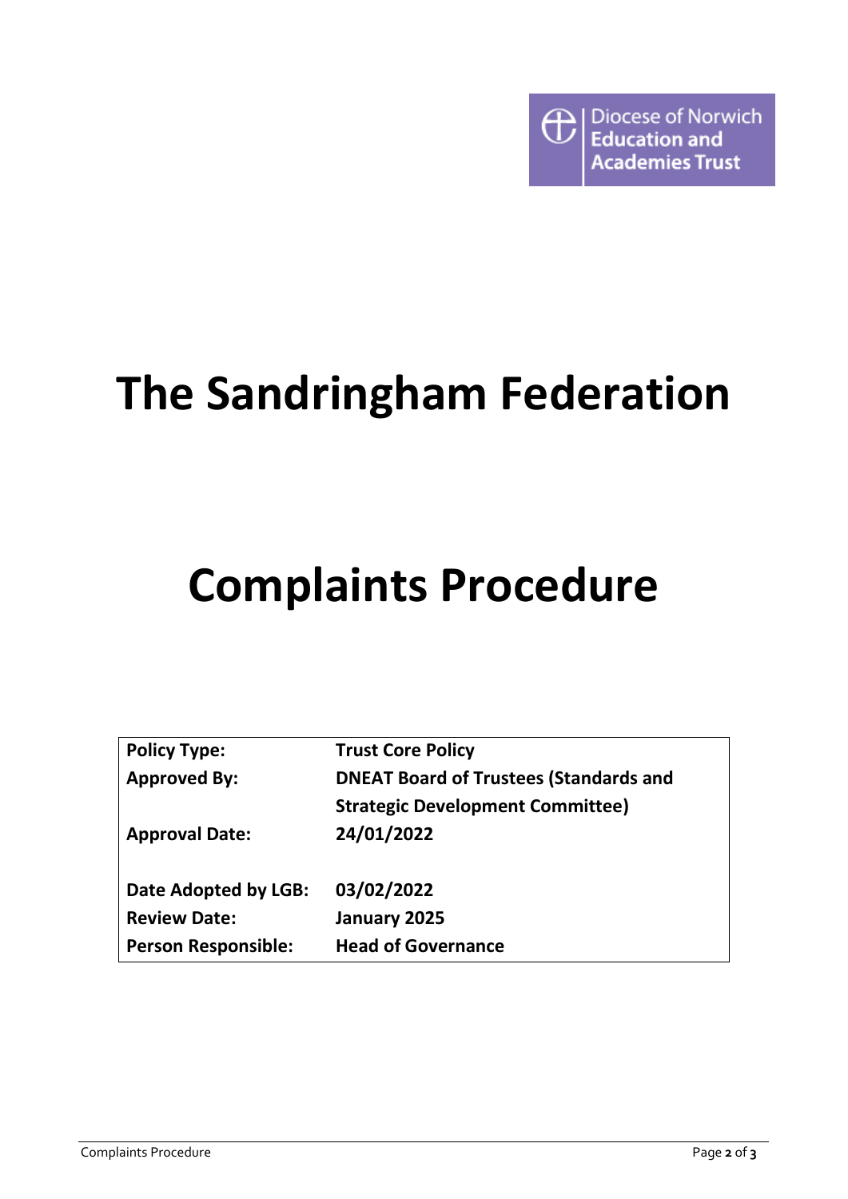Diocese of Norwich Education and Academies Trust

# The Sandringham Federation

# Complaints Procedure

| | |
|---|---|
| **Policy Type:** | **Trust Core Policy** |
| **Approved By:** | **DNEAT Board of Trustees (Standards and Strategic Development Committee)** |
| **Approval Date:** | **24/01/2022** |
| **Date Adopted by LGB:** | **03/02/2022** |
| **Review Date:** | **January 2025** |
| **Person Responsible:** | **Head of Governance** |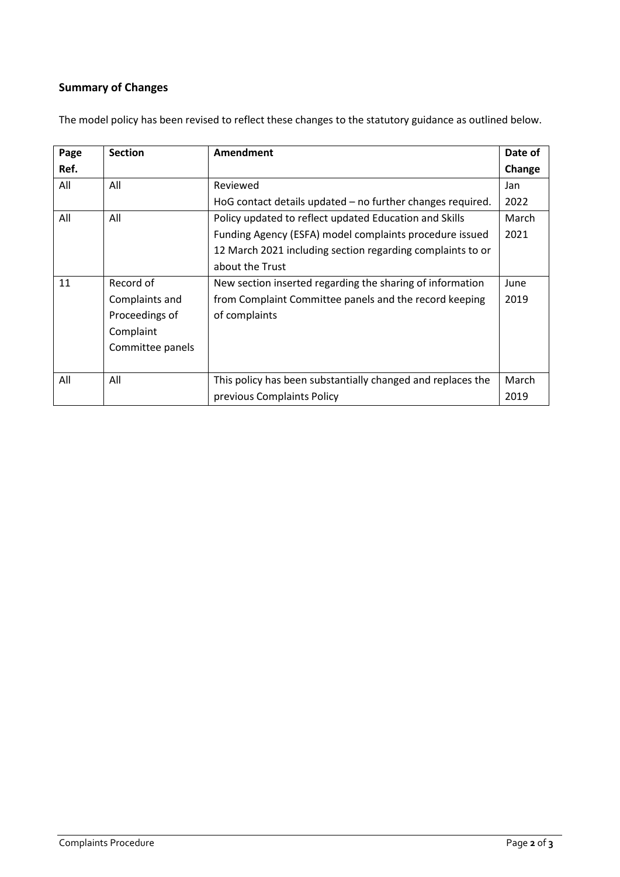## Summary of Changes

The model policy has been revised to reflect these changes to the statutory guidance as outlined below.

| Page Ref. | Section | Amendment | Date of Change |
| --- | --- | --- | --- |
| All | All | Reviewed<br>HoG contact details updated – no further changes required. | Jan 2022 |
| All | All | Policy updated to reflect updated Education and Skills Funding Agency (ESFA) model complaints procedure issued 12 March 2021 including section regarding complaints to or about the Trust | March 2021 |
| 11 | Record of Complaints and Proceedings of Complaint Committee panels | New section inserted regarding the sharing of information from Complaint Committee panels and the record keeping of complaints | June 2019 |
| All | All | This policy has been substantially changed and replaces the previous Complaints Policy | March 2019 |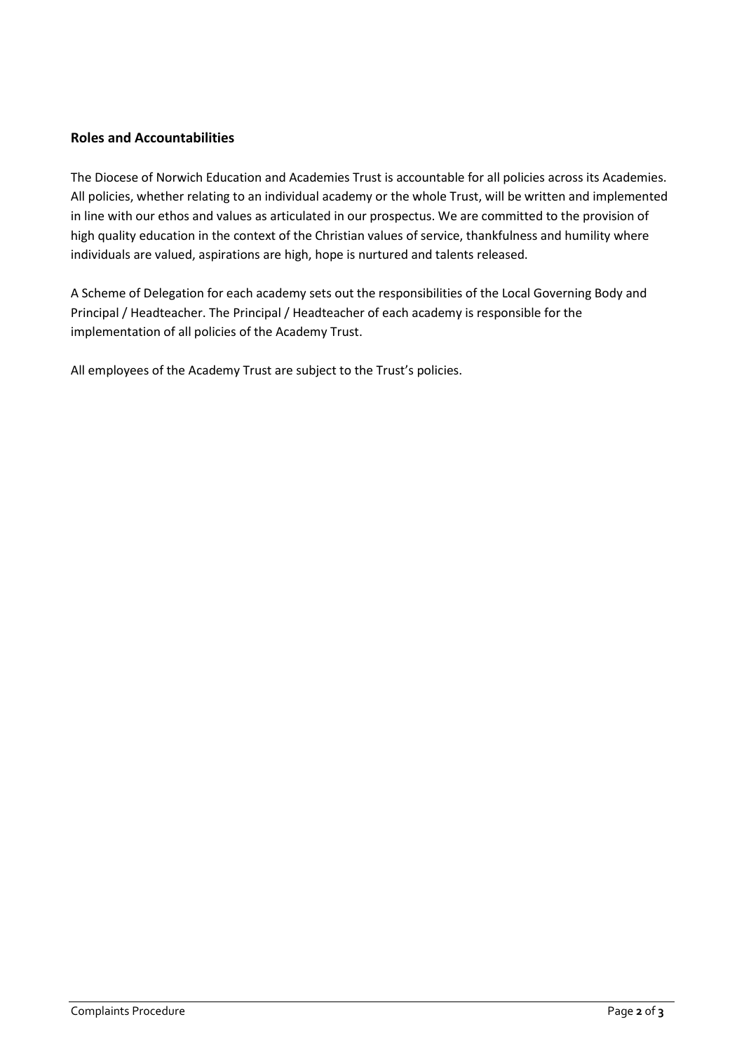## Roles and Accountabilities

The Diocese of Norwich Education and Academies Trust is accountable for all policies across its Academies. All policies, whether relating to an individual academy or the whole Trust, will be written and implemented in line with our ethos and values as articulated in our prospectus. We are committed to the provision of high quality education in the context of the Christian values of service, thankfulness and humility where individuals are valued, aspirations are high, hope is nurtured and talents released.

A Scheme of Delegation for each academy sets out the responsibilities of the Local Governing Body and Principal / Headteacher. The Principal / Headteacher of each academy is responsible for the implementation of all policies of the Academy Trust.

All employees of the Academy Trust are subject to the Trust's policies.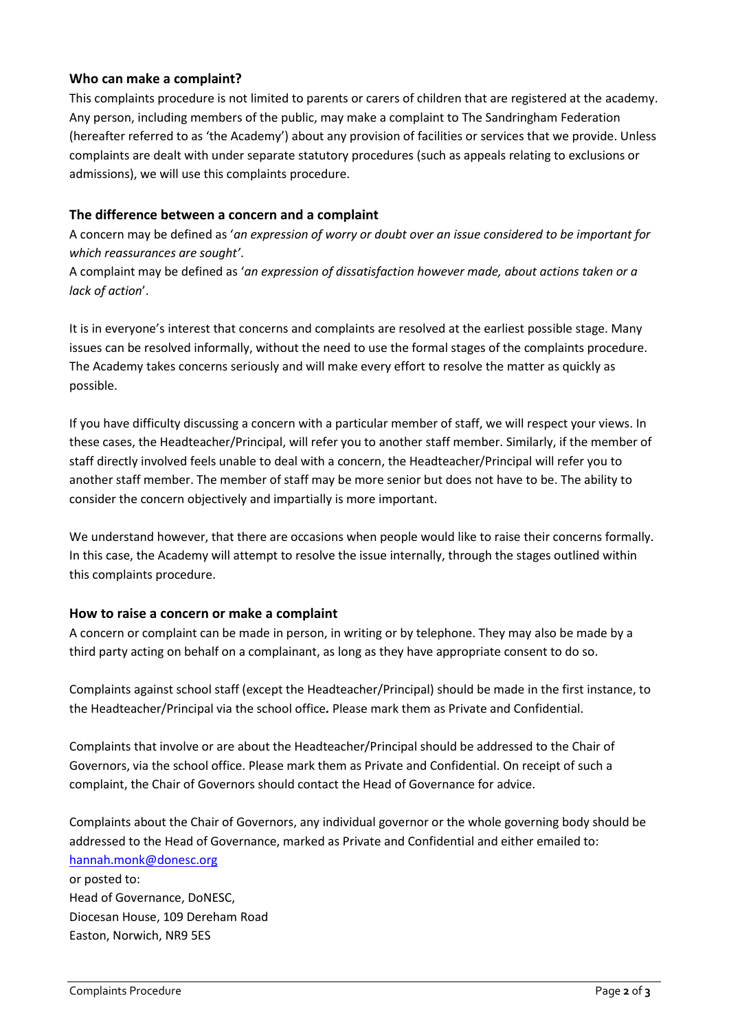### Who can make a complaint?

This complaints procedure is not limited to parents or carers of children that are registered at the academy. Any person, including members of the public, may make a complaint to The Sandringham Federation (hereafter referred to as 'the Academy') about any provision of facilities or services that we provide. Unless complaints are dealt with under separate statutory procedures (such as appeals relating to exclusions or admissions), we will use this complaints procedure.

### The difference between a concern and a complaint

A concern may be defined as '*an expression of worry or doubt over an issue considered to be important for which reassurances are sought'*.

A complaint may be defined as '*an expression of dissatisfaction however made, about actions taken or a lack of action*'.

It is in everyone's interest that concerns and complaints are resolved at the earliest possible stage. Many issues can be resolved informally, without the need to use the formal stages of the complaints procedure. The Academy takes concerns seriously and will make every effort to resolve the matter as quickly as possible.

If you have difficulty discussing a concern with a particular member of staff, we will respect your views. In these cases, the Headteacher/Principal, will refer you to another staff member. Similarly, if the member of staff directly involved feels unable to deal with a concern, the Headteacher/Principal will refer you to another staff member. The member of staff may be more senior but does not have to be. The ability to consider the concern objectively and impartially is more important.

We understand however, that there are occasions when people would like to raise their concerns formally. In this case, the Academy will attempt to resolve the issue internally, through the stages outlined within this complaints procedure.

### How to raise a concern or make a complaint

A concern or complaint can be made in person, in writing or by telephone. They may also be made by a third party acting on behalf on a complainant, as long as they have appropriate consent to do so.

Complaints against school staff (except the Headteacher/Principal) should be made in the first instance, to the Headteacher/Principal via the school office*.* Please mark them as Private and Confidential.

Complaints that involve or are about the Headteacher/Principal should be addressed to the Chair of Governors, via the school office. Please mark them as Private and Confidential. On receipt of such a complaint, the Chair of Governors should contact the Head of Governance for advice.

Complaints about the Chair of Governors, any individual governor or the whole governing body should be addressed to the Head of Governance, marked as Private and Confidential and either emailed to:
hannah.monk@donesc.org
or posted to:
Head of Governance, DoNESC,
Diocesan House, 109 Dereham Road
Easton, Norwich, NR9 5ES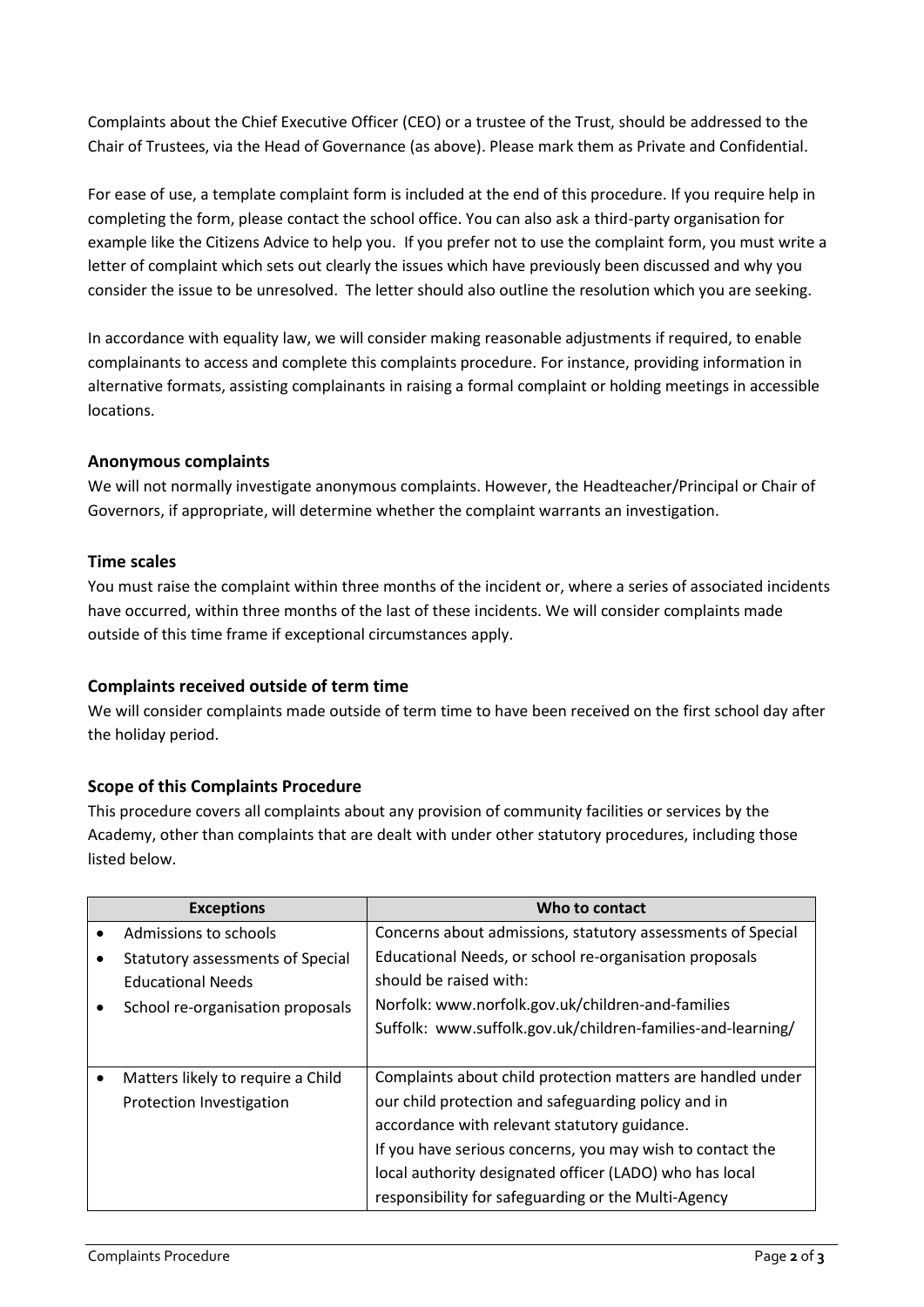Complaints about the Chief Executive Officer (CEO) or a trustee of the Trust, should be addressed to the Chair of Trustees, via the Head of Governance (as above). Please mark them as Private and Confidential.

For ease of use, a template complaint form is included at the end of this procedure. If you require help in completing the form, please contact the school office. You can also ask a third-party organisation for example like the Citizens Advice to help you. If you prefer not to use the complaint form, you must write a letter of complaint which sets out clearly the issues which have previously been discussed and why you consider the issue to be unresolved. The letter should also outline the resolution which you are seeking.

In accordance with equality law, we will consider making reasonable adjustments if required, to enable complainants to access and complete this complaints procedure. For instance, providing information in alternative formats, assisting complainants in raising a formal complaint or holding meetings in accessible locations.

### Anonymous complaints

We will not normally investigate anonymous complaints. However, the Headteacher/Principal or Chair of Governors, if appropriate, will determine whether the complaint warrants an investigation.

### Time scales

You must raise the complaint within three months of the incident or, where a series of associated incidents have occurred, within three months of the last of these incidents. We will consider complaints made outside of this time frame if exceptional circumstances apply.

### Complaints received outside of term time

We will consider complaints made outside of term time to have been received on the first school day after the holiday period.

### Scope of this Complaints Procedure

This procedure covers all complaints about any provision of community facilities or services by the Academy, other than complaints that are dealt with under other statutory procedures, including those listed below.

| Exceptions | Who to contact |
|---|---|
| • Admissions to schools<br>• Statutory assessments of Special Educational Needs<br>• School re-organisation proposals | Concerns about admissions, statutory assessments of Special Educational Needs, or school re-organisation proposals should be raised with:<br>Norfolk: www.norfolk.gov.uk/children-and-families<br>Suffolk: www.suffolk.gov.uk/children-families-and-learning/ |
| • Matters likely to require a Child Protection Investigation | Complaints about child protection matters are handled under our child protection and safeguarding policy and in accordance with relevant statutory guidance.<br>If you have serious concerns, you may wish to contact the local authority designated officer (LADO) who has local responsibility for safeguarding or the Multi-Agency |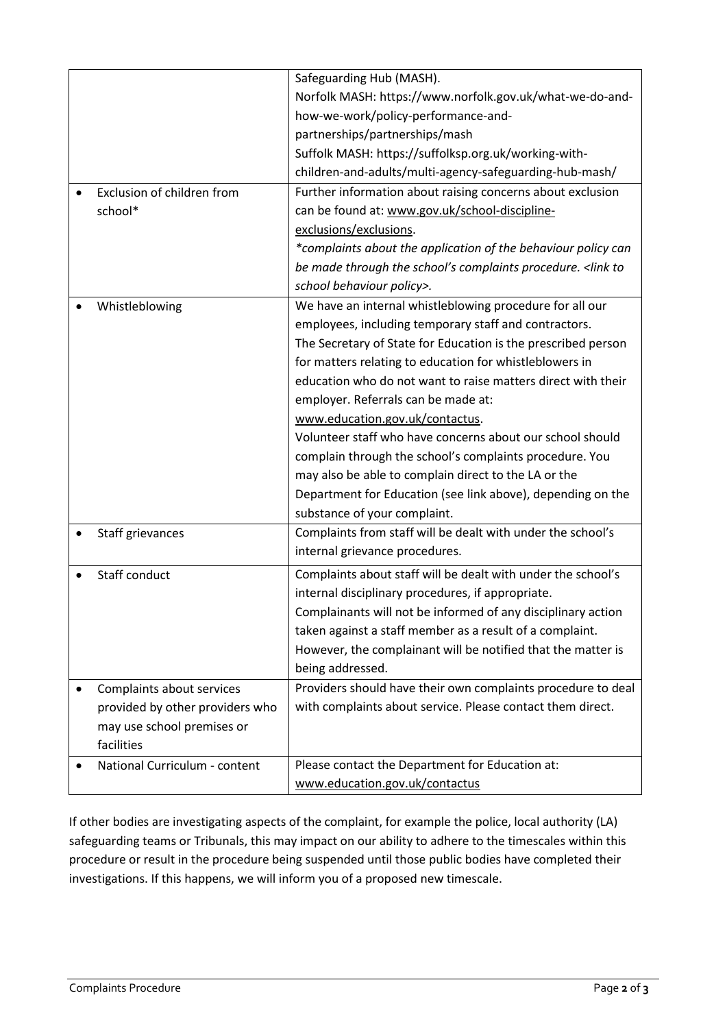| | |
|---|---|
| | Safeguarding Hub (MASH).<br>Norfolk MASH: https://www.norfolk.gov.uk/what-we-do-and-how-we-work/policy-performance-and-partnerships/partnerships/mash<br>Suffolk MASH: https://suffolksp.org.uk/working-with-children-and-adults/multi-agency-safeguarding-hub-mash/ |
| • Exclusion of children from school* | Further information about raising concerns about exclusion can be found at: www.gov.uk/school-discipline-exclusions/exclusions.<br>*\*complaints about the application of the behaviour policy can be made through the school's complaints procedure. <link to school behaviour policy>.* |
| • Whistleblowing | We have an internal whistleblowing procedure for all our employees, including temporary staff and contractors.<br>The Secretary of State for Education is the prescribed person for matters relating to education for whistleblowers in education who do not want to raise matters direct with their employer. Referrals can be made at: www.education.gov.uk/contactus.<br>Volunteer staff who have concerns about our school should complain through the school's complaints procedure. You may also be able to complain direct to the LA or the Department for Education (see link above), depending on the substance of your complaint. |
| • Staff grievances | Complaints from staff will be dealt with under the school's internal grievance procedures. |
| • Staff conduct | Complaints about staff will be dealt with under the school's internal disciplinary procedures, if appropriate.<br>Complainants will not be informed of any disciplinary action taken against a staff member as a result of a complaint. However, the complainant will be notified that the matter is being addressed. |
| • Complaints about services provided by other providers who may use school premises or facilities | Providers should have their own complaints procedure to deal with complaints about service. Please contact them direct. |
| • National Curriculum - content | Please contact the Department for Education at: www.education.gov.uk/contactus |

If other bodies are investigating aspects of the complaint, for example the police, local authority (LA) safeguarding teams or Tribunals, this may impact on our ability to adhere to the timescales within this procedure or result in the procedure being suspended until those public bodies have completed their investigations. If this happens, we will inform you of a proposed new timescale.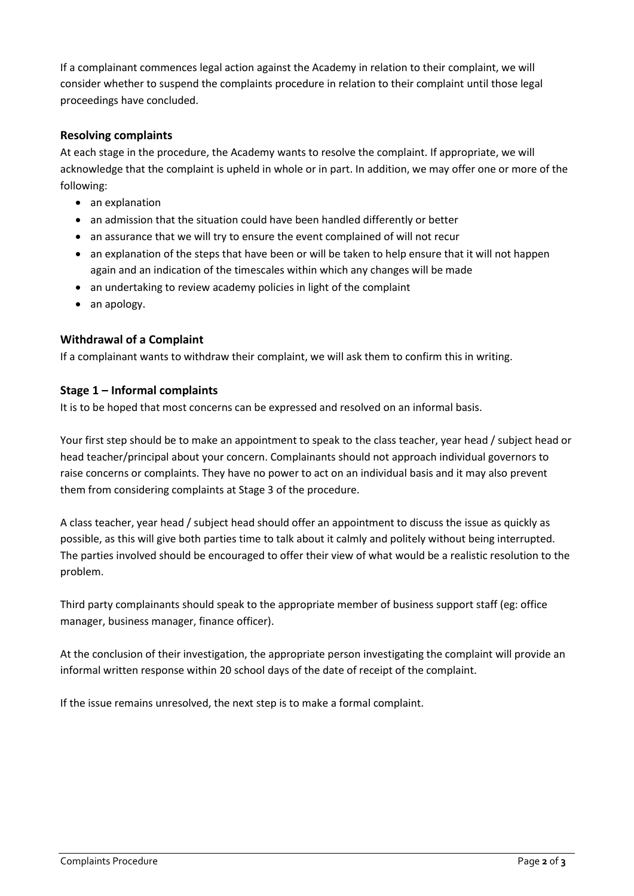If a complainant commences legal action against the Academy in relation to their complaint, we will consider whether to suspend the complaints procedure in relation to their complaint until those legal proceedings have concluded.

### Resolving complaints

At each stage in the procedure, the Academy wants to resolve the complaint. If appropriate, we will acknowledge that the complaint is upheld in whole or in part. In addition, we may offer one or more of the following:

- an explanation
- an admission that the situation could have been handled differently or better
- an assurance that we will try to ensure the event complained of will not recur
- an explanation of the steps that have been or will be taken to help ensure that it will not happen again and an indication of the timescales within which any changes will be made
- an undertaking to review academy policies in light of the complaint
- an apology.

### Withdrawal of a Complaint

If a complainant wants to withdraw their complaint, we will ask them to confirm this in writing.

### Stage 1 – Informal complaints

It is to be hoped that most concerns can be expressed and resolved on an informal basis.

Your first step should be to make an appointment to speak to the class teacher, year head / subject head or head teacher/principal about your concern. Complainants should not approach individual governors to raise concerns or complaints. They have no power to act on an individual basis and it may also prevent them from considering complaints at Stage 3 of the procedure.

A class teacher, year head / subject head should offer an appointment to discuss the issue as quickly as possible, as this will give both parties time to talk about it calmly and politely without being interrupted. The parties involved should be encouraged to offer their view of what would be a realistic resolution to the problem.

Third party complainants should speak to the appropriate member of business support staff (eg: office manager, business manager, finance officer).

At the conclusion of their investigation, the appropriate person investigating the complaint will provide an informal written response within 20 school days of the date of receipt of the complaint.

If the issue remains unresolved, the next step is to make a formal complaint.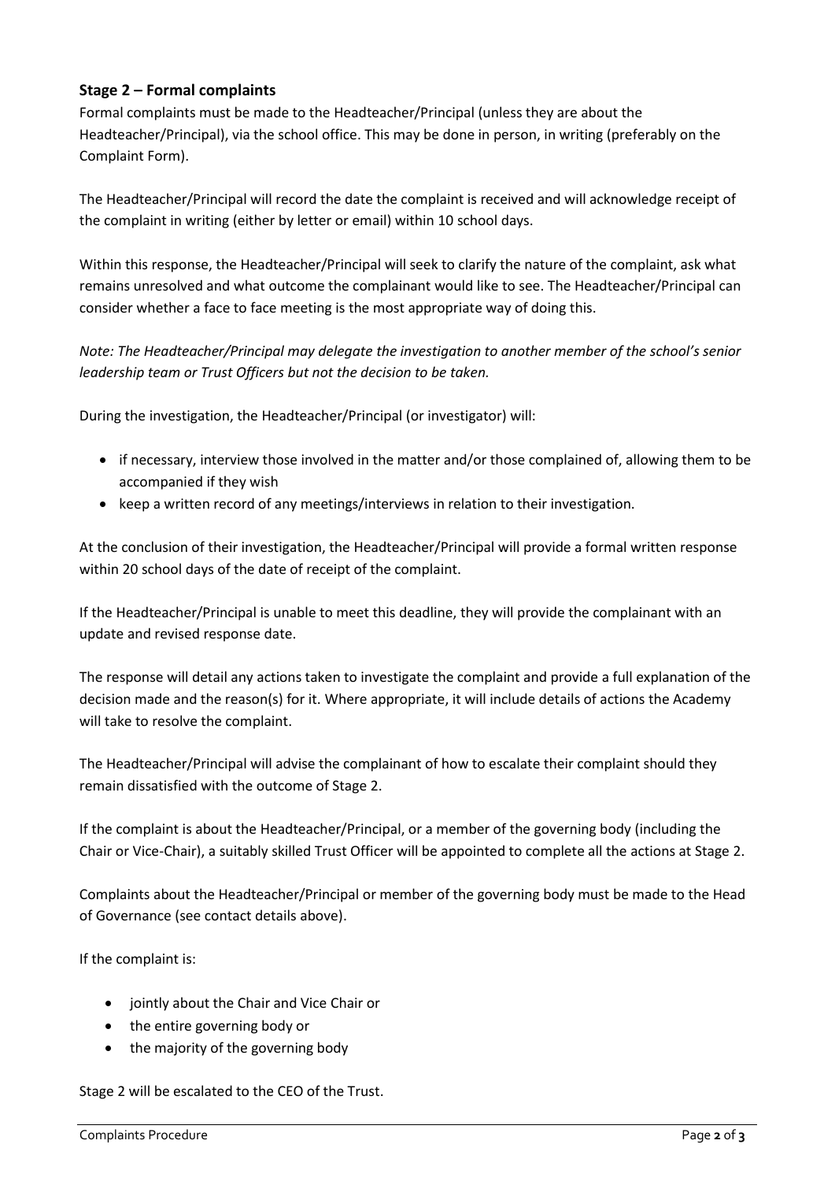### Stage 2 – Formal complaints

Formal complaints must be made to the Headteacher/Principal (unless they are about the Headteacher/Principal), via the school office. This may be done in person, in writing (preferably on the Complaint Form).

The Headteacher/Principal will record the date the complaint is received and will acknowledge receipt of the complaint in writing (either by letter or email) within 10 school days.

Within this response, the Headteacher/Principal will seek to clarify the nature of the complaint, ask what remains unresolved and what outcome the complainant would like to see. The Headteacher/Principal can consider whether a face to face meeting is the most appropriate way of doing this.

*Note: The Headteacher/Principal may delegate the investigation to another member of the school's senior leadership team or Trust Officers but not the decision to be taken.*

During the investigation, the Headteacher/Principal (or investigator) will:

- if necessary, interview those involved in the matter and/or those complained of, allowing them to be accompanied if they wish
- keep a written record of any meetings/interviews in relation to their investigation.

At the conclusion of their investigation, the Headteacher/Principal will provide a formal written response within 20 school days of the date of receipt of the complaint.

If the Headteacher/Principal is unable to meet this deadline, they will provide the complainant with an update and revised response date.

The response will detail any actions taken to investigate the complaint and provide a full explanation of the decision made and the reason(s) for it. Where appropriate, it will include details of actions the Academy will take to resolve the complaint.

The Headteacher/Principal will advise the complainant of how to escalate their complaint should they remain dissatisfied with the outcome of Stage 2.

If the complaint is about the Headteacher/Principal, or a member of the governing body (including the Chair or Vice-Chair), a suitably skilled Trust Officer will be appointed to complete all the actions at Stage 2.

Complaints about the Headteacher/Principal or member of the governing body must be made to the Head of Governance (see contact details above).

If the complaint is:

- jointly about the Chair and Vice Chair or
- the entire governing body or
- the majority of the governing body

Stage 2 will be escalated to the CEO of the Trust.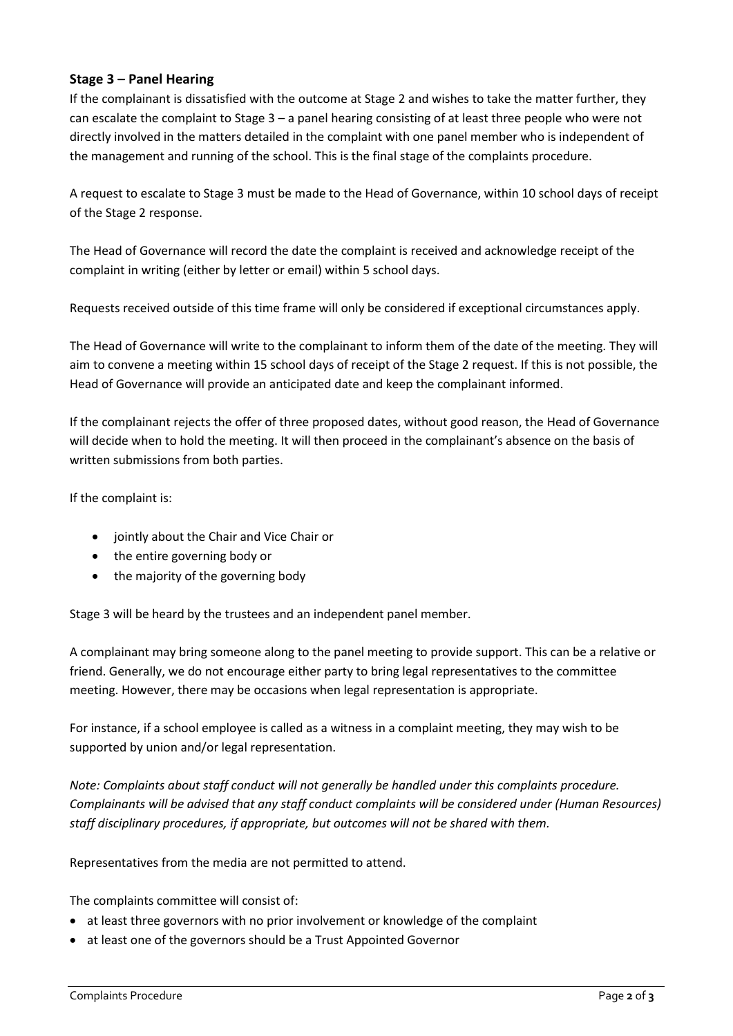### Stage 3 – Panel Hearing

If the complainant is dissatisfied with the outcome at Stage 2 and wishes to take the matter further, they can escalate the complaint to Stage 3 – a panel hearing consisting of at least three people who were not directly involved in the matters detailed in the complaint with one panel member who is independent of the management and running of the school. This is the final stage of the complaints procedure.

A request to escalate to Stage 3 must be made to the Head of Governance, within 10 school days of receipt of the Stage 2 response.

The Head of Governance will record the date the complaint is received and acknowledge receipt of the complaint in writing (either by letter or email) within 5 school days.

Requests received outside of this time frame will only be considered if exceptional circumstances apply.

The Head of Governance will write to the complainant to inform them of the date of the meeting. They will aim to convene a meeting within 15 school days of receipt of the Stage 2 request. If this is not possible, the Head of Governance will provide an anticipated date and keep the complainant informed.

If the complainant rejects the offer of three proposed dates, without good reason, the Head of Governance will decide when to hold the meeting. It will then proceed in the complainant's absence on the basis of written submissions from both parties.

If the complaint is:

- jointly about the Chair and Vice Chair or
- the entire governing body or
- the majority of the governing body

Stage 3 will be heard by the trustees and an independent panel member.

A complainant may bring someone along to the panel meeting to provide support. This can be a relative or friend. Generally, we do not encourage either party to bring legal representatives to the committee meeting. However, there may be occasions when legal representation is appropriate.

For instance, if a school employee is called as a witness in a complaint meeting, they may wish to be supported by union and/or legal representation.

*Note: Complaints about staff conduct will not generally be handled under this complaints procedure. Complainants will be advised that any staff conduct complaints will be considered under (Human Resources) staff disciplinary procedures, if appropriate, but outcomes will not be shared with them.*

Representatives from the media are not permitted to attend.

The complaints committee will consist of:

- at least three governors with no prior involvement or knowledge of the complaint
- at least one of the governors should be a Trust Appointed Governor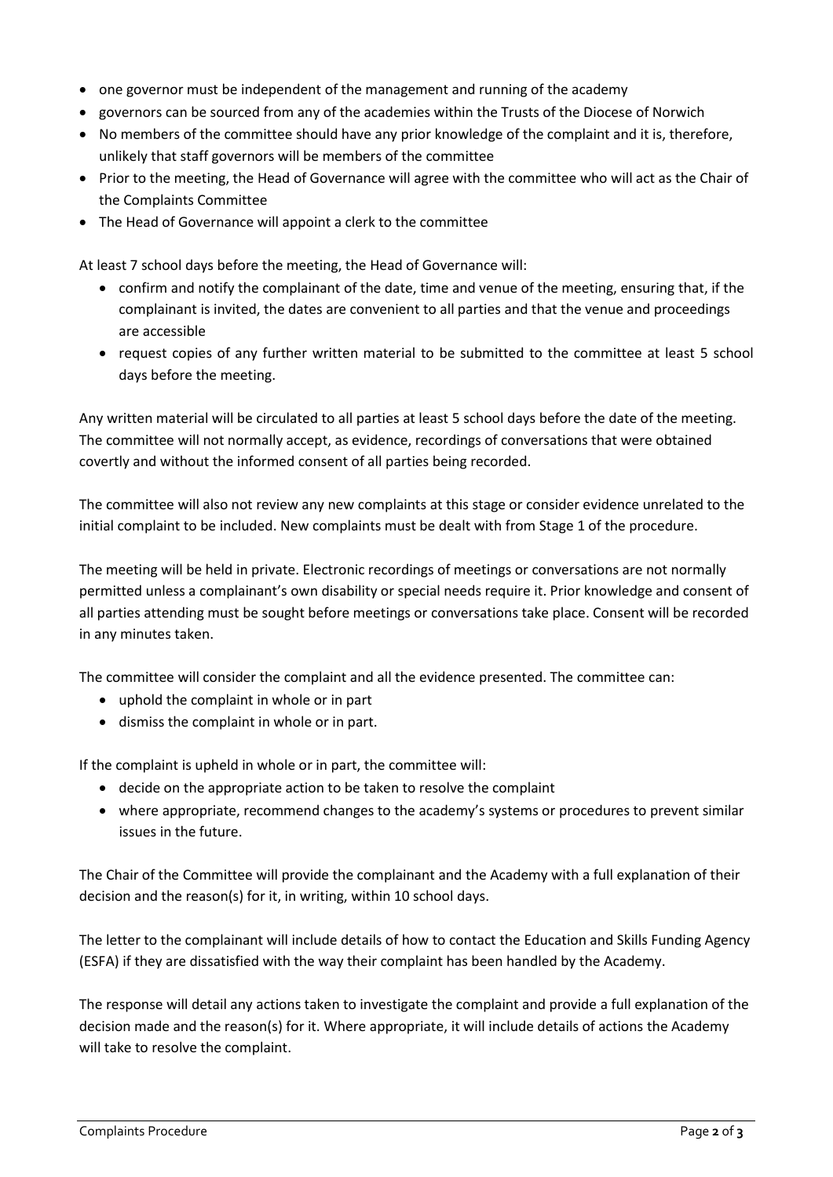- one governor must be independent of the management and running of the academy
- governors can be sourced from any of the academies within the Trusts of the Diocese of Norwich
- No members of the committee should have any prior knowledge of the complaint and it is, therefore, unlikely that staff governors will be members of the committee
- Prior to the meeting, the Head of Governance will agree with the committee who will act as the Chair of the Complaints Committee
- The Head of Governance will appoint a clerk to the committee

At least 7 school days before the meeting, the Head of Governance will:

- confirm and notify the complainant of the date, time and venue of the meeting, ensuring that, if the complainant is invited, the dates are convenient to all parties and that the venue and proceedings are accessible
- request copies of any further written material to be submitted to the committee at least 5 school days before the meeting.

Any written material will be circulated to all parties at least 5 school days before the date of the meeting. The committee will not normally accept, as evidence, recordings of conversations that were obtained covertly and without the informed consent of all parties being recorded.

The committee will also not review any new complaints at this stage or consider evidence unrelated to the initial complaint to be included. New complaints must be dealt with from Stage 1 of the procedure.

The meeting will be held in private. Electronic recordings of meetings or conversations are not normally permitted unless a complainant's own disability or special needs require it. Prior knowledge and consent of all parties attending must be sought before meetings or conversations take place. Consent will be recorded in any minutes taken.

The committee will consider the complaint and all the evidence presented. The committee can:

- uphold the complaint in whole or in part
- dismiss the complaint in whole or in part.

If the complaint is upheld in whole or in part, the committee will:

- decide on the appropriate action to be taken to resolve the complaint
- where appropriate, recommend changes to the academy's systems or procedures to prevent similar issues in the future.

The Chair of the Committee will provide the complainant and the Academy with a full explanation of their decision and the reason(s) for it, in writing, within 10 school days.

The letter to the complainant will include details of how to contact the Education and Skills Funding Agency (ESFA) if they are dissatisfied with the way their complaint has been handled by the Academy.

The response will detail any actions taken to investigate the complaint and provide a full explanation of the decision made and the reason(s) for it. Where appropriate, it will include details of actions the Academy will take to resolve the complaint.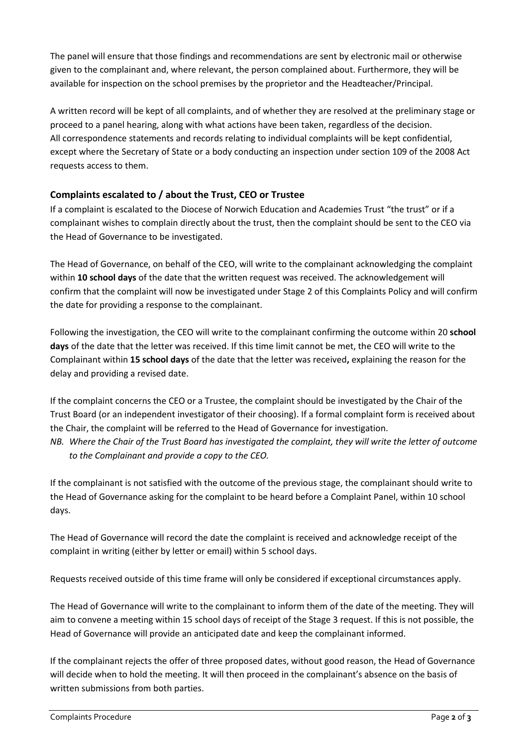The panel will ensure that those findings and recommendations are sent by electronic mail or otherwise given to the complainant and, where relevant, the person complained about. Furthermore, they will be available for inspection on the school premises by the proprietor and the Headteacher/Principal.

A written record will be kept of all complaints, and of whether they are resolved at the preliminary stage or proceed to a panel hearing, along with what actions have been taken, regardless of the decision. All correspondence statements and records relating to individual complaints will be kept confidential, except where the Secretary of State or a body conducting an inspection under section 109 of the 2008 Act requests access to them.

## Complaints escalated to / about the Trust, CEO or Trustee

If a complaint is escalated to the Diocese of Norwich Education and Academies Trust "the trust" or if a complainant wishes to complain directly about the trust, then the complaint should be sent to the CEO via the Head of Governance to be investigated.

The Head of Governance, on behalf of the CEO, will write to the complainant acknowledging the complaint within **10 school days** of the date that the written request was received. The acknowledgement will confirm that the complaint will now be investigated under Stage 2 of this Complaints Policy and will confirm the date for providing a response to the complainant.

Following the investigation, the CEO will write to the complainant confirming the outcome within 20 **school days** of the date that the letter was received. If this time limit cannot be met, the CEO will write to the Complainant within **15 school days** of the date that the letter was received**,** explaining the reason for the delay and providing a revised date.

If the complaint concerns the CEO or a Trustee, the complaint should be investigated by the Chair of the Trust Board (or an independent investigator of their choosing). If a formal complaint form is received about the Chair, the complaint will be referred to the Head of Governance for investigation.

*NB. Where the Chair of the Trust Board has investigated the complaint, they will write the letter of outcome to the Complainant and provide a copy to the CEO.*

If the complainant is not satisfied with the outcome of the previous stage, the complainant should write to the Head of Governance asking for the complaint to be heard before a Complaint Panel, within 10 school days.

The Head of Governance will record the date the complaint is received and acknowledge receipt of the complaint in writing (either by letter or email) within 5 school days.

Requests received outside of this time frame will only be considered if exceptional circumstances apply.

The Head of Governance will write to the complainant to inform them of the date of the meeting. They will aim to convene a meeting within 15 school days of receipt of the Stage 3 request. If this is not possible, the Head of Governance will provide an anticipated date and keep the complainant informed.

If the complainant rejects the offer of three proposed dates, without good reason, the Head of Governance will decide when to hold the meeting. It will then proceed in the complainant's absence on the basis of written submissions from both parties.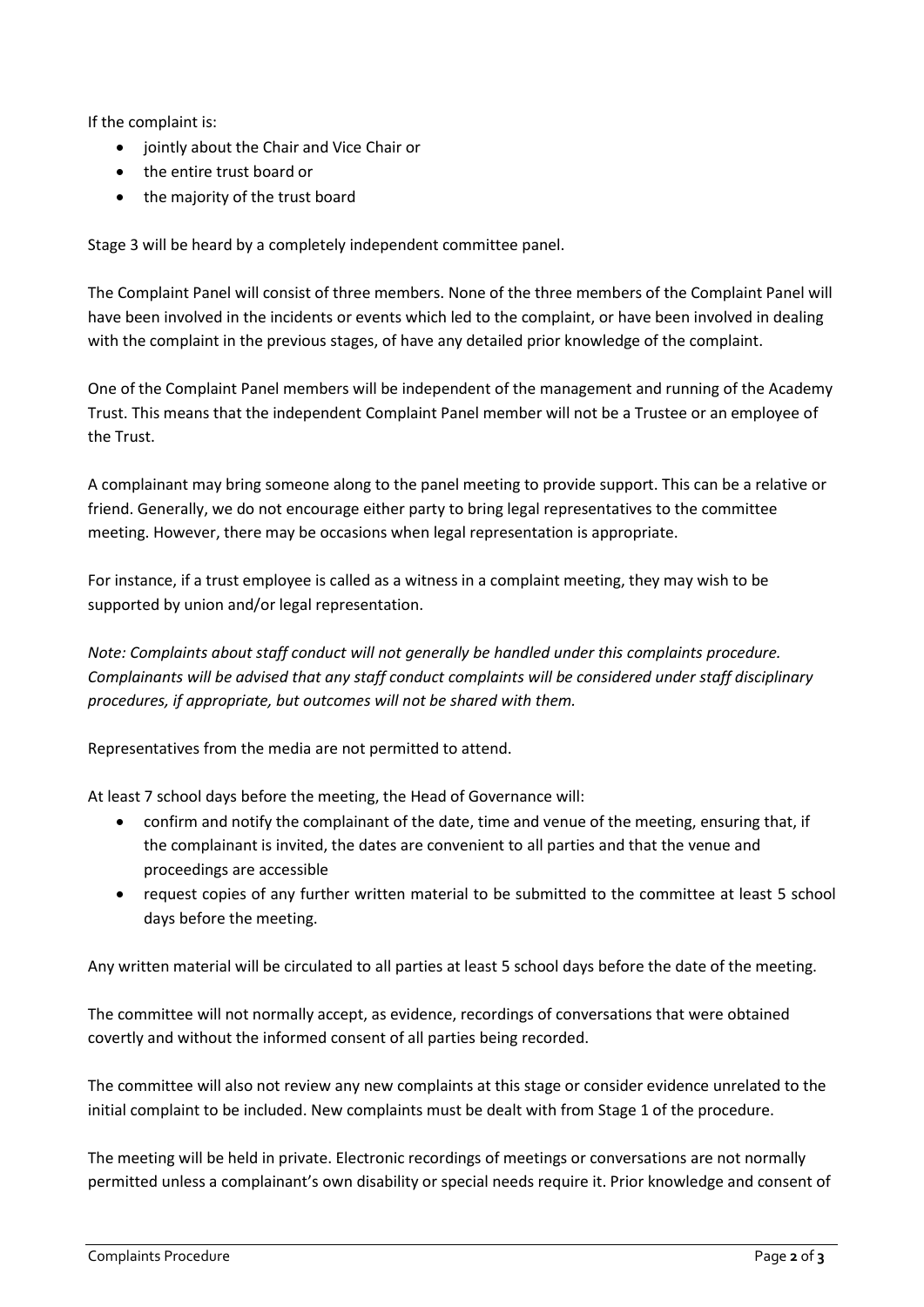If the complaint is:

- jointly about the Chair and Vice Chair or
- the entire trust board or
- the majority of the trust board

Stage 3 will be heard by a completely independent committee panel.

The Complaint Panel will consist of three members. None of the three members of the Complaint Panel will have been involved in the incidents or events which led to the complaint, or have been involved in dealing with the complaint in the previous stages, of have any detailed prior knowledge of the complaint.

One of the Complaint Panel members will be independent of the management and running of the Academy Trust. This means that the independent Complaint Panel member will not be a Trustee or an employee of the Trust.

A complainant may bring someone along to the panel meeting to provide support. This can be a relative or friend. Generally, we do not encourage either party to bring legal representatives to the committee meeting. However, there may be occasions when legal representation is appropriate.

For instance, if a trust employee is called as a witness in a complaint meeting, they may wish to be supported by union and/or legal representation.

*Note: Complaints about staff conduct will not generally be handled under this complaints procedure. Complainants will be advised that any staff conduct complaints will be considered under staff disciplinary procedures, if appropriate, but outcomes will not be shared with them.*

Representatives from the media are not permitted to attend.

At least 7 school days before the meeting, the Head of Governance will:

- confirm and notify the complainant of the date, time and venue of the meeting, ensuring that, if the complainant is invited, the dates are convenient to all parties and that the venue and proceedings are accessible
- request copies of any further written material to be submitted to the committee at least 5 school days before the meeting.

Any written material will be circulated to all parties at least 5 school days before the date of the meeting.

The committee will not normally accept, as evidence, recordings of conversations that were obtained covertly and without the informed consent of all parties being recorded.

The committee will also not review any new complaints at this stage or consider evidence unrelated to the initial complaint to be included. New complaints must be dealt with from Stage 1 of the procedure.

The meeting will be held in private. Electronic recordings of meetings or conversations are not normally permitted unless a complainant's own disability or special needs require it. Prior knowledge and consent of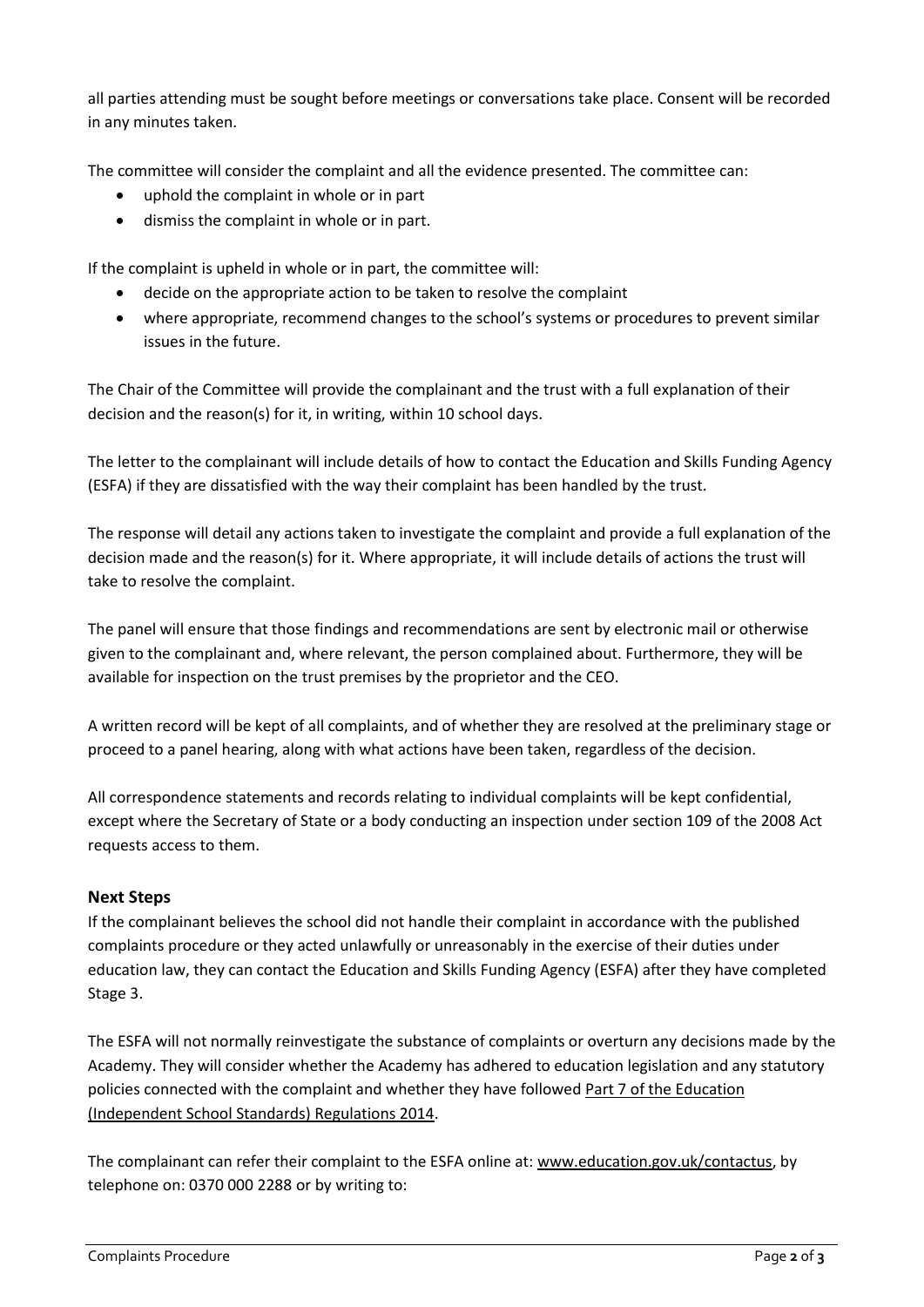all parties attending must be sought before meetings or conversations take place. Consent will be recorded in any minutes taken.

The committee will consider the complaint and all the evidence presented. The committee can:

- uphold the complaint in whole or in part
- dismiss the complaint in whole or in part.

If the complaint is upheld in whole or in part, the committee will:

- decide on the appropriate action to be taken to resolve the complaint
- where appropriate, recommend changes to the school's systems or procedures to prevent similar issues in the future.

The Chair of the Committee will provide the complainant and the trust with a full explanation of their decision and the reason(s) for it, in writing, within 10 school days.

The letter to the complainant will include details of how to contact the Education and Skills Funding Agency (ESFA) if they are dissatisfied with the way their complaint has been handled by the trust.

The response will detail any actions taken to investigate the complaint and provide a full explanation of the decision made and the reason(s) for it. Where appropriate, it will include details of actions the trust will take to resolve the complaint.

The panel will ensure that those findings and recommendations are sent by electronic mail or otherwise given to the complainant and, where relevant, the person complained about. Furthermore, they will be available for inspection on the trust premises by the proprietor and the CEO.

A written record will be kept of all complaints, and of whether they are resolved at the preliminary stage or proceed to a panel hearing, along with what actions have been taken, regardless of the decision.

All correspondence statements and records relating to individual complaints will be kept confidential, except where the Secretary of State or a body conducting an inspection under section 109 of the 2008 Act requests access to them.

### Next Steps

If the complainant believes the school did not handle their complaint in accordance with the published complaints procedure or they acted unlawfully or unreasonably in the exercise of their duties under education law, they can contact the Education and Skills Funding Agency (ESFA) after they have completed Stage 3.

The ESFA will not normally reinvestigate the substance of complaints or overturn any decisions made by the Academy. They will consider whether the Academy has adhered to education legislation and any statutory policies connected with the complaint and whether they have followed Part 7 of the Education (Independent School Standards) Regulations 2014.

The complainant can refer their complaint to the ESFA online at: www.education.gov.uk/contactus, by telephone on: 0370 000 2288 or by writing to: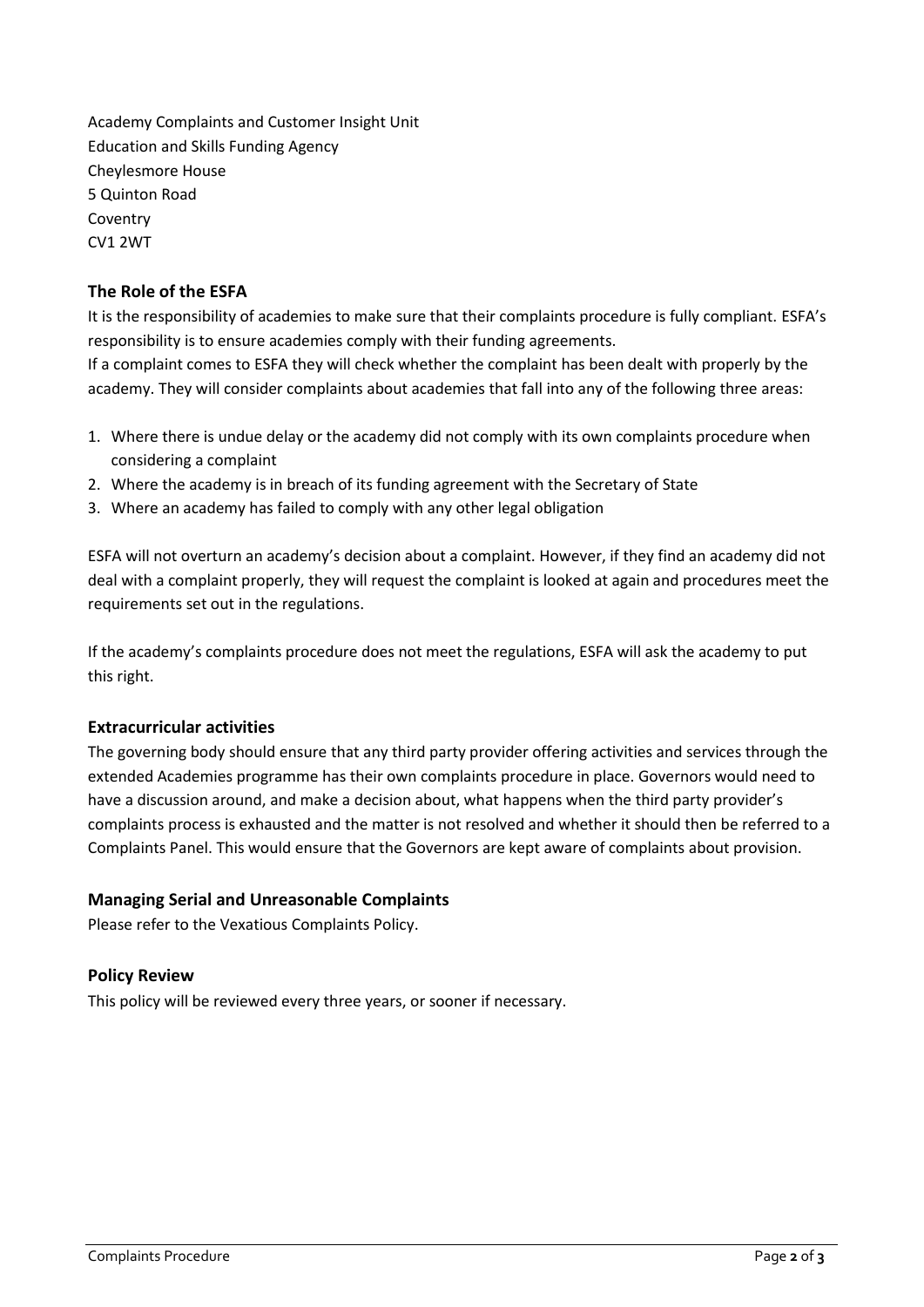Academy Complaints and Customer Insight Unit
Education and Skills Funding Agency
Cheylesmore House
5 Quinton Road
Coventry
CV1 2WT

### The Role of the ESFA

It is the responsibility of academies to make sure that their complaints procedure is fully compliant. ESFA's responsibility is to ensure academies comply with their funding agreements.
If a complaint comes to ESFA they will check whether the complaint has been dealt with properly by the academy. They will consider complaints about academies that fall into any of the following three areas:

1. Where there is undue delay or the academy did not comply with its own complaints procedure when considering a complaint
2. Where the academy is in breach of its funding agreement with the Secretary of State
3. Where an academy has failed to comply with any other legal obligation

ESFA will not overturn an academy's decision about a complaint. However, if they find an academy did not deal with a complaint properly, they will request the complaint is looked at again and procedures meet the requirements set out in the regulations.

If the academy's complaints procedure does not meet the regulations, ESFA will ask the academy to put this right.

### Extracurricular activities

The governing body should ensure that any third party provider offering activities and services through the extended Academies programme has their own complaints procedure in place. Governors would need to have a discussion around, and make a decision about, what happens when the third party provider's complaints process is exhausted and the matter is not resolved and whether it should then be referred to a Complaints Panel. This would ensure that the Governors are kept aware of complaints about provision.

### Managing Serial and Unreasonable Complaints

Please refer to the Vexatious Complaints Policy.

### Policy Review

This policy will be reviewed every three years, or sooner if necessary.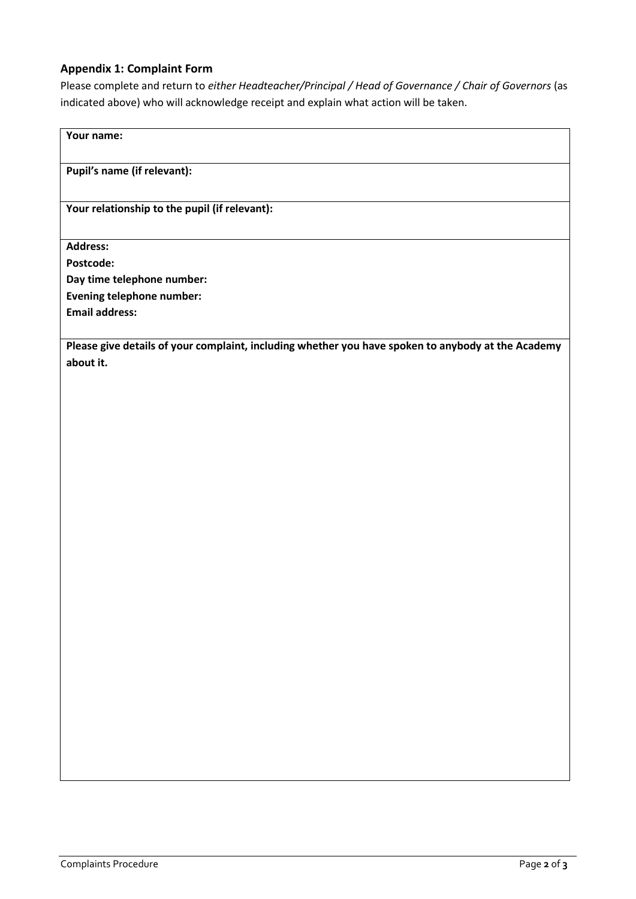### Appendix 1: Complaint Form

Please complete and return to *either Headteacher/Principal / Head of Governance / Chair of Governors* (as indicated above) who will acknowledge receipt and explain what action will be taken.

| **Your name:** |
|---|
| **Pupil's name (if relevant):** |
| **Your relationship to the pupil (if relevant):** |
| **Address:**<br>**Postcode:**<br>**Day time telephone number:**<br>**Evening telephone number:**<br>**Email address:** |
| **Please give details of your complaint, including whether you have spoken to anybody at the Academy about it.** |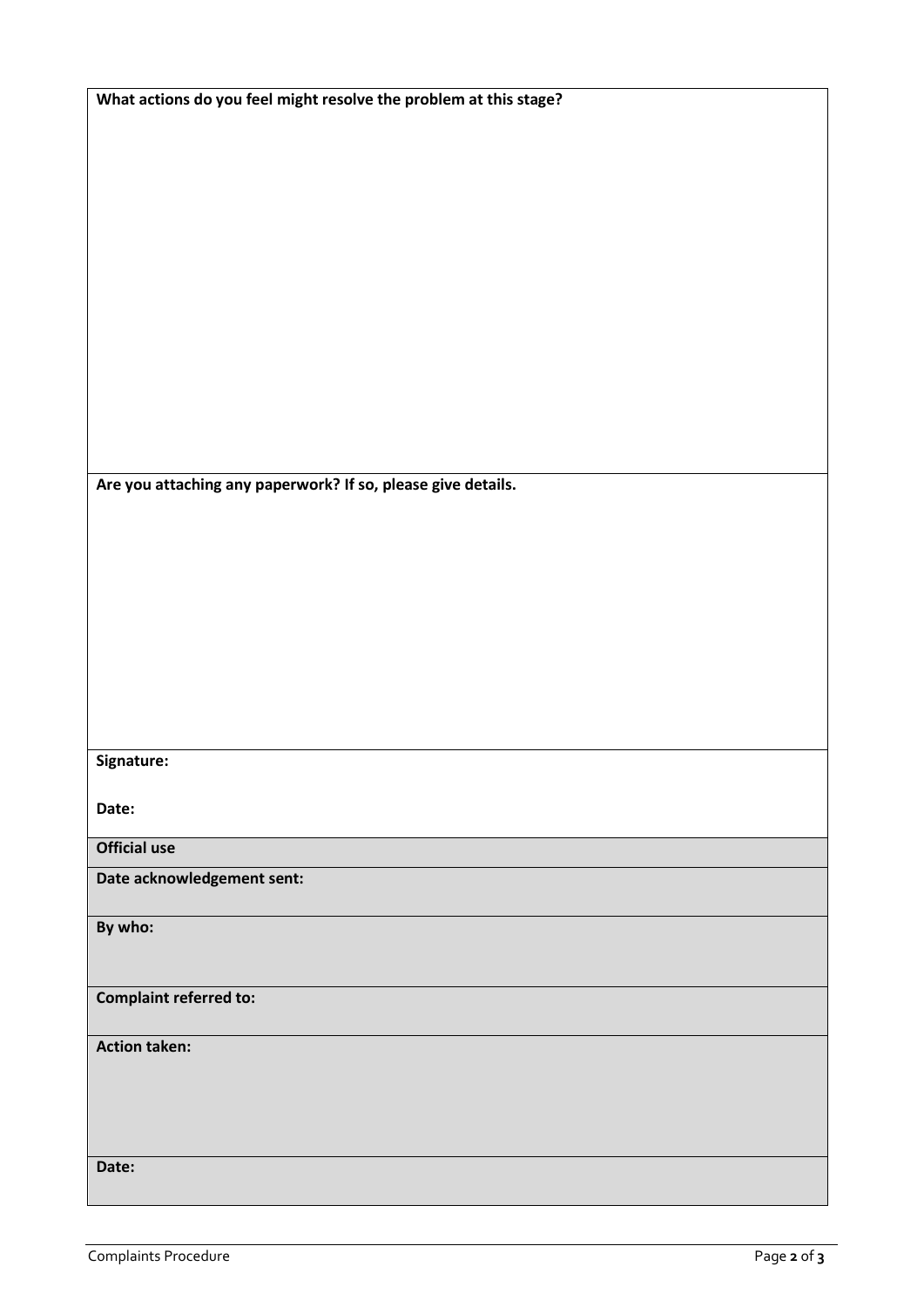**What actions do you feel might resolve the problem at this stage?**

**Are you attaching any paperwork? If so, please give details.**

**Signature:**

**Date:**

| **Official use** |
| --- |
| **Date acknowledgement sent:** |
| **By who:** |
| **Complaint referred to:** |
| **Action taken:** |
| **Date:** |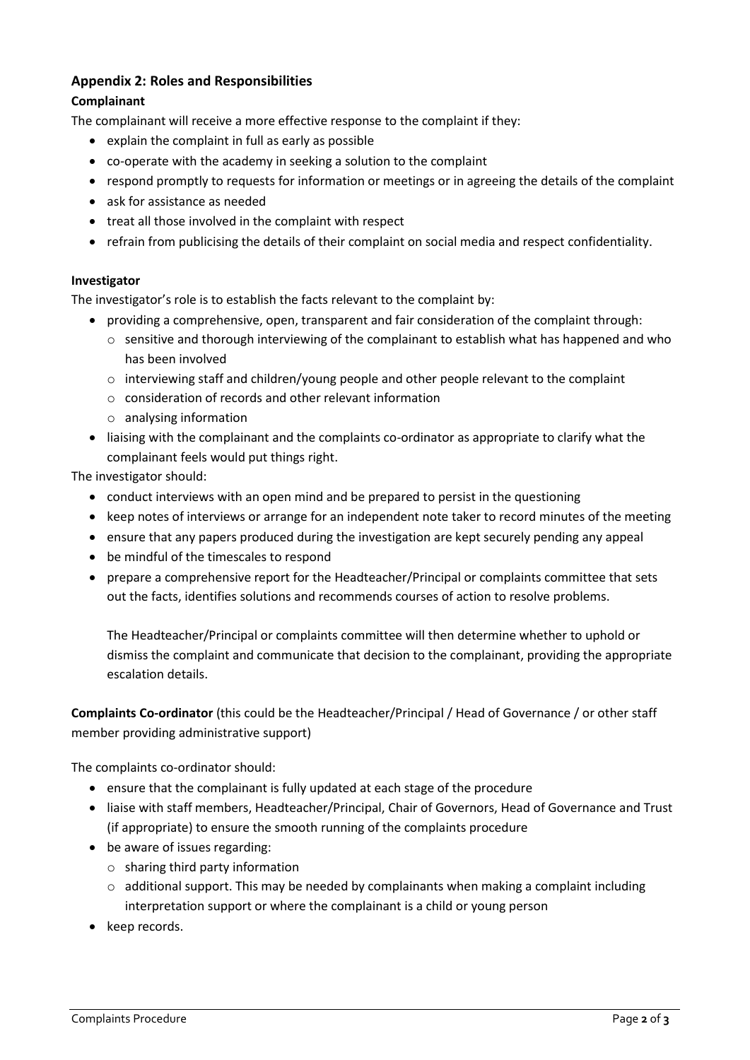## Appendix 2: Roles and Responsibilities

**Complainant**

The complainant will receive a more effective response to the complaint if they:

- explain the complaint in full as early as possible
- co-operate with the academy in seeking a solution to the complaint
- respond promptly to requests for information or meetings or in agreeing the details of the complaint
- ask for assistance as needed
- treat all those involved in the complaint with respect
- refrain from publicising the details of their complaint on social media and respect confidentiality.

**Investigator**

The investigator's role is to establish the facts relevant to the complaint by:

- providing a comprehensive, open, transparent and fair consideration of the complaint through:
  - sensitive and thorough interviewing of the complainant to establish what has happened and who has been involved
  - interviewing staff and children/young people and other people relevant to the complaint
  - consideration of records and other relevant information
  - analysing information
- liaising with the complainant and the complaints co-ordinator as appropriate to clarify what the complainant feels would put things right.

The investigator should:

- conduct interviews with an open mind and be prepared to persist in the questioning
- keep notes of interviews or arrange for an independent note taker to record minutes of the meeting
- ensure that any papers produced during the investigation are kept securely pending any appeal
- be mindful of the timescales to respond
- prepare a comprehensive report for the Headteacher/Principal or complaints committee that sets out the facts, identifies solutions and recommends courses of action to resolve problems.

  The Headteacher/Principal or complaints committee will then determine whether to uphold or dismiss the complaint and communicate that decision to the complainant, providing the appropriate escalation details.

**Complaints Co-ordinator** (this could be the Headteacher/Principal / Head of Governance / or other staff member providing administrative support)

The complaints co-ordinator should:

- ensure that the complainant is fully updated at each stage of the procedure
- liaise with staff members, Headteacher/Principal, Chair of Governors, Head of Governance and Trust (if appropriate) to ensure the smooth running of the complaints procedure
- be aware of issues regarding:
  - sharing third party information
  - additional support. This may be needed by complainants when making a complaint including interpretation support or where the complainant is a child or young person
- keep records.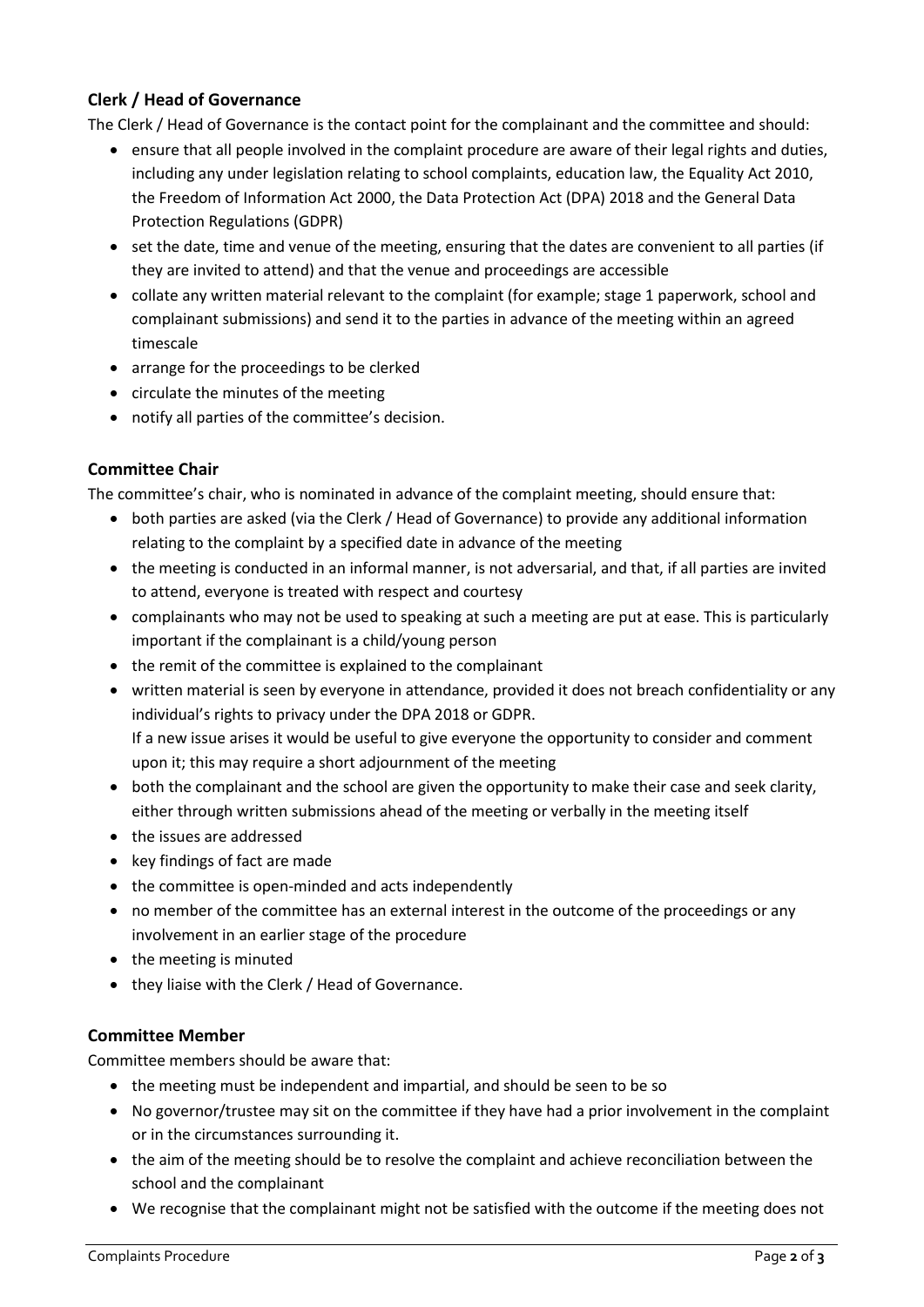### Clerk / Head of Governance

The Clerk / Head of Governance is the contact point for the complainant and the committee and should:

- ensure that all people involved in the complaint procedure are aware of their legal rights and duties, including any under legislation relating to school complaints, education law, the Equality Act 2010, the Freedom of Information Act 2000, the Data Protection Act (DPA) 2018 and the General Data Protection Regulations (GDPR)
- set the date, time and venue of the meeting, ensuring that the dates are convenient to all parties (if they are invited to attend) and that the venue and proceedings are accessible
- collate any written material relevant to the complaint (for example; stage 1 paperwork, school and complainant submissions) and send it to the parties in advance of the meeting within an agreed timescale
- arrange for the proceedings to be clerked
- circulate the minutes of the meeting
- notify all parties of the committee's decision.

### Committee Chair

The committee's chair, who is nominated in advance of the complaint meeting, should ensure that:

- both parties are asked (via the Clerk / Head of Governance) to provide any additional information relating to the complaint by a specified date in advance of the meeting
- the meeting is conducted in an informal manner, is not adversarial, and that, if all parties are invited to attend, everyone is treated with respect and courtesy
- complainants who may not be used to speaking at such a meeting are put at ease. This is particularly important if the complainant is a child/young person
- the remit of the committee is explained to the complainant
- written material is seen by everyone in attendance, provided it does not breach confidentiality or any individual's rights to privacy under the DPA 2018 or GDPR.
  If a new issue arises it would be useful to give everyone the opportunity to consider and comment upon it; this may require a short adjournment of the meeting
- both the complainant and the school are given the opportunity to make their case and seek clarity, either through written submissions ahead of the meeting or verbally in the meeting itself
- the issues are addressed
- key findings of fact are made
- the committee is open-minded and acts independently
- no member of the committee has an external interest in the outcome of the proceedings or any involvement in an earlier stage of the procedure
- the meeting is minuted
- they liaise with the Clerk / Head of Governance.

### Committee Member

Committee members should be aware that:

- the meeting must be independent and impartial, and should be seen to be so
- No governor/trustee may sit on the committee if they have had a prior involvement in the complaint or in the circumstances surrounding it.
- the aim of the meeting should be to resolve the complaint and achieve reconciliation between the school and the complainant
- We recognise that the complainant might not be satisfied with the outcome if the meeting does not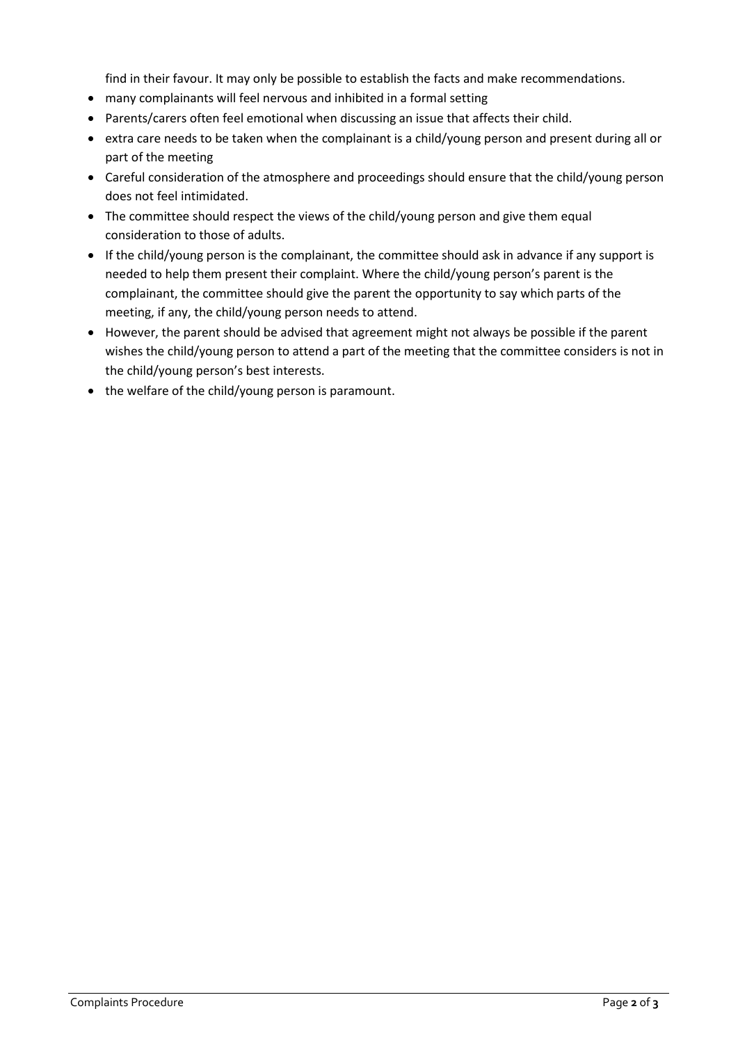find in their favour. It may only be possible to establish the facts and make recommendations.

- many complainants will feel nervous and inhibited in a formal setting
- Parents/carers often feel emotional when discussing an issue that affects their child.
- extra care needs to be taken when the complainant is a child/young person and present during all or part of the meeting
- Careful consideration of the atmosphere and proceedings should ensure that the child/young person does not feel intimidated.
- The committee should respect the views of the child/young person and give them equal consideration to those of adults.
- If the child/young person is the complainant, the committee should ask in advance if any support is needed to help them present their complaint. Where the child/young person's parent is the complainant, the committee should give the parent the opportunity to say which parts of the meeting, if any, the child/young person needs to attend.
- However, the parent should be advised that agreement might not always be possible if the parent wishes the child/young person to attend a part of the meeting that the committee considers is not in the child/young person's best interests.
- the welfare of the child/young person is paramount.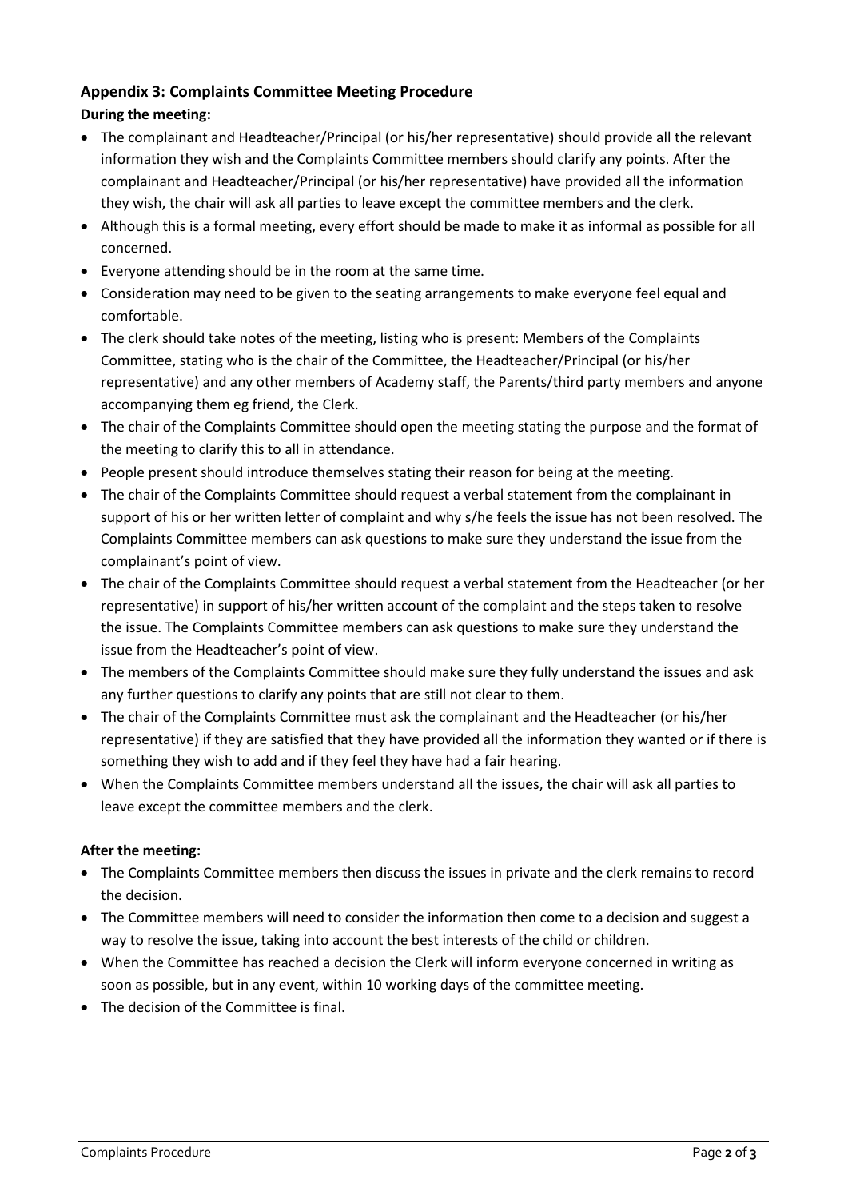## Appendix 3: Complaints Committee Meeting Procedure

**During the meeting:**

- The complainant and Headteacher/Principal (or his/her representative) should provide all the relevant information they wish and the Complaints Committee members should clarify any points. After the complainant and Headteacher/Principal (or his/her representative) have provided all the information they wish, the chair will ask all parties to leave except the committee members and the clerk.
- Although this is a formal meeting, every effort should be made to make it as informal as possible for all concerned.
- Everyone attending should be in the room at the same time.
- Consideration may need to be given to the seating arrangements to make everyone feel equal and comfortable.
- The clerk should take notes of the meeting, listing who is present: Members of the Complaints Committee, stating who is the chair of the Committee, the Headteacher/Principal (or his/her representative) and any other members of Academy staff, the Parents/third party members and anyone accompanying them eg friend, the Clerk.
- The chair of the Complaints Committee should open the meeting stating the purpose and the format of the meeting to clarify this to all in attendance.
- People present should introduce themselves stating their reason for being at the meeting.
- The chair of the Complaints Committee should request a verbal statement from the complainant in support of his or her written letter of complaint and why s/he feels the issue has not been resolved. The Complaints Committee members can ask questions to make sure they understand the issue from the complainant's point of view.
- The chair of the Complaints Committee should request a verbal statement from the Headteacher (or her representative) in support of his/her written account of the complaint and the steps taken to resolve the issue. The Complaints Committee members can ask questions to make sure they understand the issue from the Headteacher's point of view.
- The members of the Complaints Committee should make sure they fully understand the issues and ask any further questions to clarify any points that are still not clear to them.
- The chair of the Complaints Committee must ask the complainant and the Headteacher (or his/her representative) if they are satisfied that they have provided all the information they wanted or if there is something they wish to add and if they feel they have had a fair hearing.
- When the Complaints Committee members understand all the issues, the chair will ask all parties to leave except the committee members and the clerk.

**After the meeting:**

- The Complaints Committee members then discuss the issues in private and the clerk remains to record the decision.
- The Committee members will need to consider the information then come to a decision and suggest a way to resolve the issue, taking into account the best interests of the child or children.
- When the Committee has reached a decision the Clerk will inform everyone concerned in writing as soon as possible, but in any event, within 10 working days of the committee meeting.
- The decision of the Committee is final.